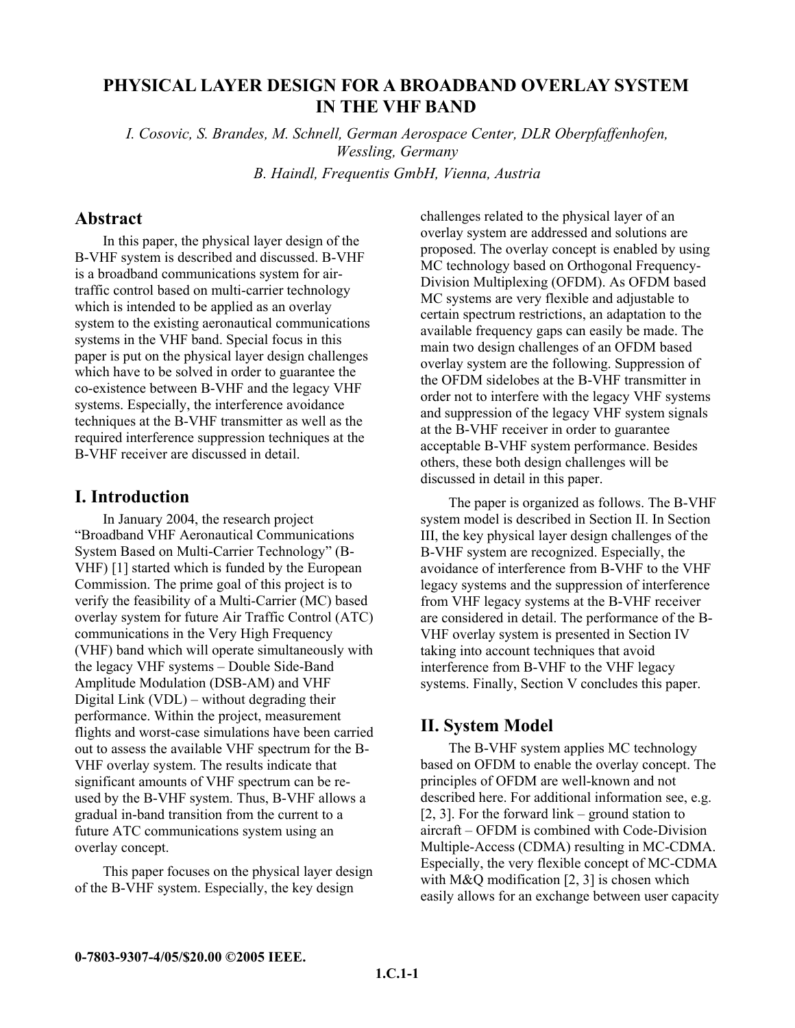# PHYSICAL LAYER DESIGN FOR A BROADBAND OVERLAY SYSTEM IN THE VHF BAND

*I. Cosovic, S. Brandes, M. Schnell, German Aerospace Center, DLR Oberpfaffenhofen, Wessling, Germany*

*B. Haindl, Frequentis GmbH, Vienna, Austria*

## Abstract

In this paper, the physical layer design of the B-VHF system is described and discussed. B-VHF is a broadband communications system for air-traffic control based on multi-carrier technology which is intended to be applied as an overlay system to the existing aeronautical communications systems in the VHF band. Special focus in this paper is put on the physical layer design challenges which have to be solved in order to guarantee the co-existence between B-VHF and the legacy VHF systems. Especially, the interference avoidance techniques at the B-VHF transmitter as well as the required interference suppression techniques at the B-VHF receiver are discussed in detail.

## I. Introduction

In January 2004, the research project "Broadband VHF Aeronautical Communications System Based on Multi-Carrier Technology" (B-VHF) [1] started which is funded by the European Commission. The prime goal of this project is to verify the feasibility of a Multi-Carrier (MC) based overlay system for future Air Traffic Control (ATC) communications in the Very High Frequency (VHF) band which will operate simultaneously with the legacy VHF systems – Double Side-Band Amplitude Modulation (DSB-AM) and VHF Digital Link (VDL) – without degrading their performance. Within the project, measurement flights and worst-case simulations have been carried out to assess the available VHF spectrum for the B-VHF overlay system. The results indicate that significant amounts of VHF spectrum can be re-used by the B-VHF system. Thus, B-VHF allows a gradual in-band transition from the current to a future ATC communications system using an overlay concept.

This paper focuses on the physical layer design of the B-VHF system. Especially, the key design challenges related to the physical layer of an overlay system are addressed and solutions are proposed. The overlay concept is enabled by using MC technology based on Orthogonal Frequency-Division Multiplexing (OFDM). As OFDM based MC systems are very flexible and adjustable to certain spectrum restrictions, an adaptation to the available frequency gaps can easily be made. The main two design challenges of an OFDM based overlay system are the following. Suppression of the OFDM sidelobes at the B-VHF transmitter in order not to interfere with the legacy VHF systems and suppression of the legacy VHF system signals at the B-VHF receiver in order to guarantee acceptable B-VHF system performance. Besides others, these both design challenges will be discussed in detail in this paper.

The paper is organized as follows. The B-VHF system model is described in Section II. In Section III, the key physical layer design challenges of the B-VHF system are recognized. Especially, the avoidance of interference from B-VHF to the VHF legacy systems and the suppression of interference from VHF legacy systems at the B-VHF receiver are considered in detail. The performance of the B-VHF overlay system is presented in Section IV taking into account techniques that avoid interference from B-VHF to the VHF legacy systems. Finally, Section V concludes this paper.

## II. System Model

The B-VHF system applies MC technology based on OFDM to enable the overlay concept. The principles of OFDM are well-known and not described here. For additional information see, e.g. [2, 3]. For the forward link – ground station to aircraft – OFDM is combined with Code-Division Multiple-Access (CDMA) resulting in MC-CDMA. Especially, the very flexible concept of MC-CDMA with M&Q modification [2, 3] is chosen which easily allows for an exchange between user capacity

0-7803-9307-4/05/$20.00 ©2005 IEEE.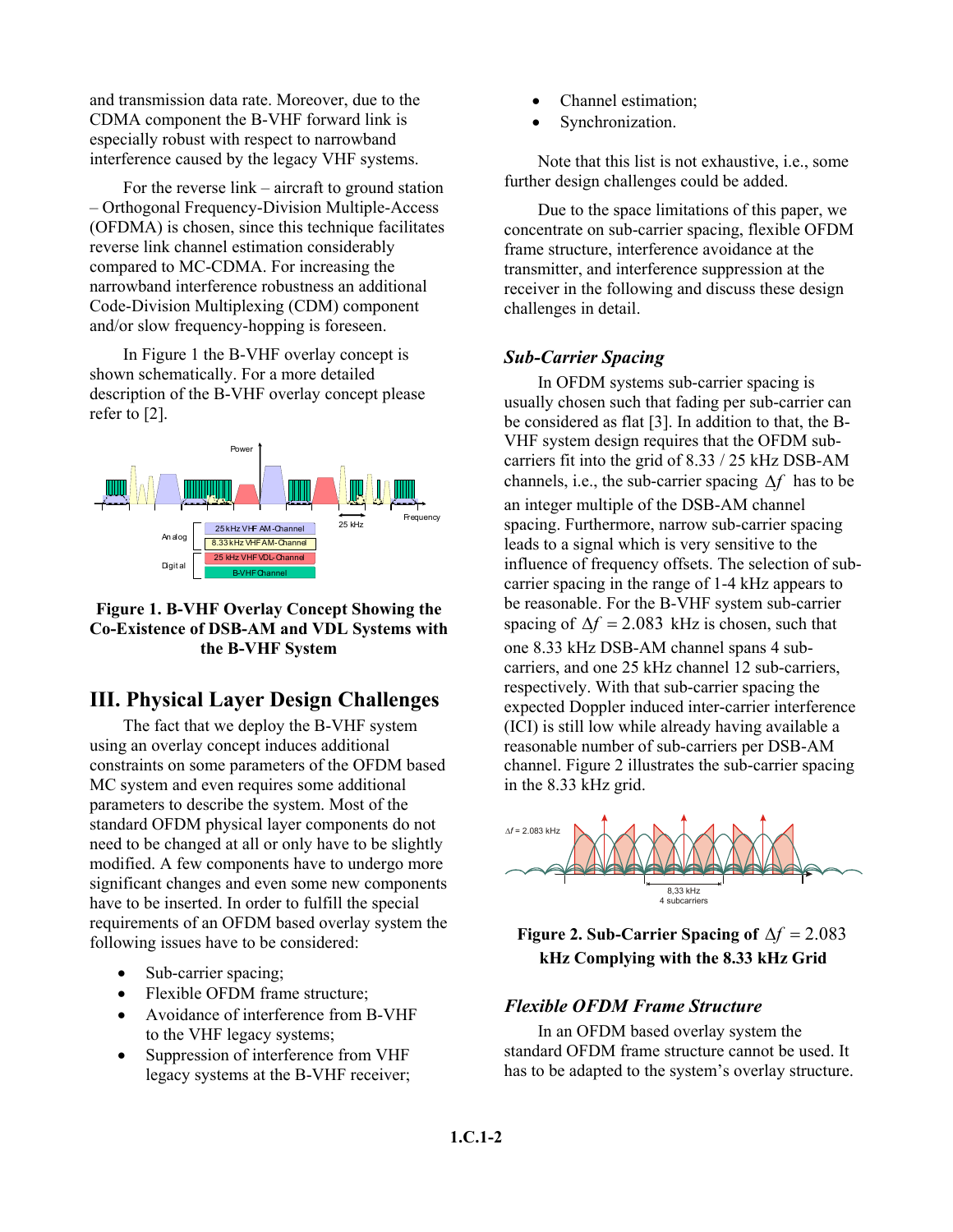and transmission data rate. Moreover, due to the CDMA component the B-VHF forward link is especially robust with respect to narrowband interference caused by the legacy VHF systems.

For the reverse link – aircraft to ground station – Orthogonal Frequency-Division Multiple-Access (OFDMA) is chosen, since this technique facilitates reverse link channel estimation considerably compared to MC-CDMA. For increasing the narrowband interference robustness an additional Code-Division Multiplexing (CDM) component and/or slow frequency-hopping is foreseen.

In Figure 1 the B-VHF overlay concept is shown schematically. For a more detailed description of the B-VHF overlay concept please refer to [2].

**Figure 1. B-VHF Overlay Concept Showing the Co-Existence of DSB-AM and VDL Systems with the B-VHF System**

## III. Physical Layer Design Challenges

The fact that we deploy the B-VHF system using an overlay concept induces additional constraints on some parameters of the OFDM based MC system and even requires some additional parameters to describe the system. Most of the standard OFDM physical layer components do not need to be changed at all or only have to be slightly modified. A few components have to undergo more significant changes and even some new components have to be inserted. In order to fulfill the special requirements of an OFDM based overlay system the following issues have to be considered:

- Sub-carrier spacing;
- Flexible OFDM frame structure;
- Avoidance of interference from B-VHF to the VHF legacy systems;
- Suppression of interference from VHF legacy systems at the B-VHF receiver;
- Channel estimation;
- Synchronization.

Note that this list is not exhaustive, i.e., some further design challenges could be added.

Due to the space limitations of this paper, we concentrate on sub-carrier spacing, flexible OFDM frame structure, interference avoidance at the transmitter, and interference suppression at the receiver in the following and discuss these design challenges in detail.

### *Sub-Carrier Spacing*

In OFDM systems sub-carrier spacing is usually chosen such that fading per sub-carrier can be considered as flat [3]. In addition to that, the B-VHF system design requires that the OFDM sub-carriers fit into the grid of 8.33 / 25 kHz DSB-AM channels, i.e., the sub-carrier spacing $\Delta f$ has to be an integer multiple of the DSB-AM channel spacing. Furthermore, narrow sub-carrier spacing leads to a signal which is very sensitive to the influence of frequency offsets. The selection of sub-carrier spacing in the range of 1-4 kHz appears to be reasonable. For the B-VHF system sub-carrier spacing of $\Delta f = 2.083$ kHz is chosen, such that one 8.33 kHz DSB-AM channel spans 4 sub-carriers, and one 25 kHz channel 12 sub-carriers, respectively. With that sub-carrier spacing the expected Doppler induced inter-carrier interference (ICI) is still low while already having available a reasonable number of sub-carriers per DSB-AM channel. Figure 2 illustrates the sub-carrier spacing in the 8.33 kHz grid.

**Figure 2. Sub-Carrier Spacing of $\Delta f = 2.083$ kHz Complying with the 8.33 kHz Grid**

### *Flexible OFDM Frame Structure*

In an OFDM based overlay system the standard OFDM frame structure cannot be used. It has to be adapted to the system's overlay structure.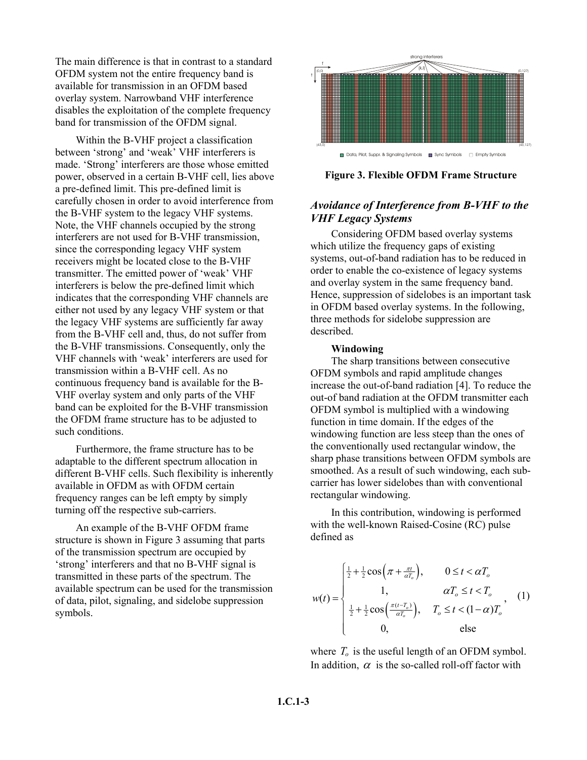The main difference is that in contrast to a standard OFDM system not the entire frequency band is available for transmission in an OFDM based overlay system. Narrowband VHF interference disables the exploitation of the complete frequency band for transmission of the OFDM signal.

Within the B-VHF project a classification between 'strong' and 'weak' VHF interferers is made. 'Strong' interferers are those whose emitted power, observed in a certain B-VHF cell, lies above a pre-defined limit. This pre-defined limit is carefully chosen in order to avoid interference from the B-VHF system to the legacy VHF systems. Note, the VHF channels occupied by the strong interferers are not used for B-VHF transmission, since the corresponding legacy VHF system receivers might be located close to the B-VHF transmitter. The emitted power of 'weak' VHF interferers is below the pre-defined limit which indicates that the corresponding VHF channels are either not used by any legacy VHF system or that the legacy VHF systems are sufficiently far away from the B-VHF cell and, thus, do not suffer from the B-VHF transmissions. Consequently, only the VHF channels with 'weak' interferers are used for transmission within a B-VHF cell. As no continuous frequency band is available for the B-VHF overlay system and only parts of the VHF band can be exploited for the B-VHF transmission the OFDM frame structure has to be adjusted to such conditions.

Furthermore, the frame structure has to be adaptable to the different spectrum allocation in different B-VHF cells. Such flexibility is inherently available in OFDM as with OFDM certain frequency ranges can be left empty by simply turning off the respective sub-carriers.

An example of the B-VHF OFDM frame structure is shown in Figure 3 assuming that parts of the transmission spectrum are occupied by 'strong' interferers and that no B-VHF signal is transmitted in these parts of the spectrum. The available spectrum can be used for the transmission of data, pilot, signaling, and sidelobe suppression symbols.

**Figure 3. Flexible OFDM Frame Structure**

## *Avoidance of Interference from B-VHF to the VHF Legacy Systems*

Considering OFDM based overlay systems which utilize the frequency gaps of existing systems, out-of-band radiation has to be reduced in order to enable the co-existence of legacy systems and overlay system in the same frequency band. Hence, suppression of sidelobes is an important task in OFDM based overlay systems. In the following, three methods for sidelobe suppression are described.

### Windowing

The sharp transitions between consecutive OFDM symbols and rapid amplitude changes increase the out-of-band radiation [4]. To reduce the out-of band radiation at the OFDM transmitter each OFDM symbol is multiplied with a windowing function in time domain. If the edges of the windowing function are less steep than the ones of the conventionally used rectangular window, the sharp phase transitions between OFDM symbols are smoothed. As a result of such windowing, each sub-carrier has lower sidelobes than with conventional rectangular windowing.

In this contribution, windowing is performed with the well-known Raised-Cosine (RC) pulse defined as

$$
w(t) = \begin{cases} \frac{1}{2} + \frac{1}{2}\cos\left(\pi + \frac{\pi t}{\alpha T_o}\right), & 0 \le t < \alpha T_o \\ 1, & \alpha T_o \le t < T_o \\ \frac{1}{2} + \frac{1}{2}\cos\left(\frac{\pi (t - T_o)}{\alpha T_o}\right), & T_o \le t < (1-\alpha) T_o \\ 0, & \text{else} \end{cases}, \quad (1)
$$

where $T_o$ is the useful length of an OFDM symbol. In addition, $\alpha$ is the so-called roll-off factor with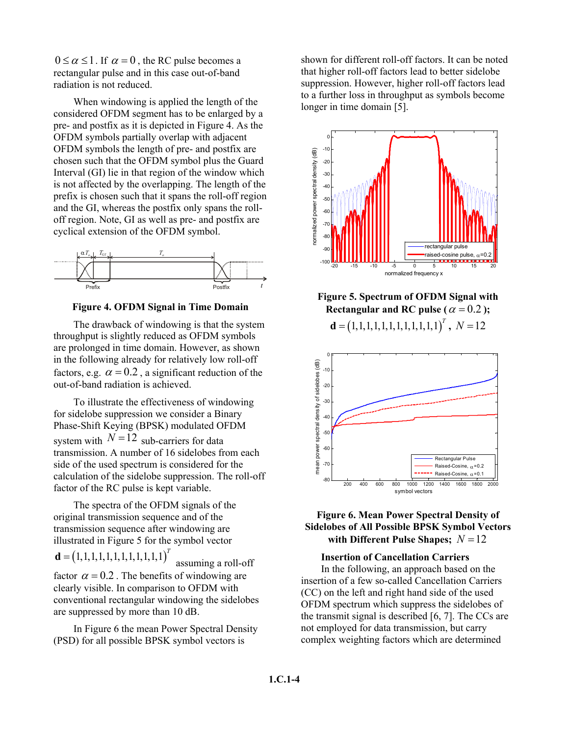$0 \le \alpha \le 1$. If $\alpha = 0$, the RC pulse becomes a rectangular pulse and in this case out-of-band radiation is not reduced.

When windowing is applied the length of the considered OFDM segment has to be enlarged by a pre- and postfix as it is depicted in Figure 4. As the OFDM symbols partially overlap with adjacent OFDM symbols the length of pre- and postfix are chosen such that the OFDM symbol plus the Guard Interval (GI) lie in that region of the window which is not affected by the overlapping. The length of the prefix is chosen such that it spans the roll-off region and the GI, whereas the postfix only spans the roll-off region. Note, GI as well as pre- and postfix are cyclical extension of the OFDM symbol.

**Figure 4. OFDM Signal in Time Domain**

The drawback of windowing is that the system throughput is slightly reduced as OFDM symbols are prolonged in time domain. However, as shown in the following already for relatively low roll-off factors, e.g. $\alpha = 0.2$, a significant reduction of the out-of-band radiation is achieved.

To illustrate the effectiveness of windowing for sidelobe suppression we consider a Binary Phase-Shift Keying (BPSK) modulated OFDM system with $N = 12$ sub-carriers for data transmission. A number of 16 sidelobes from each side of the used spectrum is considered for the calculation of the sidelobe suppression. The roll-off factor of the RC pulse is kept variable.

The spectra of the OFDM signals of the original transmission sequence and of the transmission sequence after windowing are illustrated in Figure 5 for the symbol vector $\mathbf{d} = (1,1,1,1,1,1,1,1,1,1,1,1)^T$ assuming a roll-off factor $\alpha = 0.2$. The benefits of windowing are clearly visible. In comparison to OFDM with conventional rectangular windowing the sidelobes are suppressed by more than 10 dB.

In Figure 6 the mean Power Spectral Density (PSD) for all possible BPSK symbol vectors is shown for different roll-off factors. It can be noted that higher roll-off factors lead to better sidelobe suppression. However, higher roll-off factors lead to a further loss in throughput as symbols become longer in time domain [5].

**Figure 5. Spectrum of OFDM Signal with Rectangular and RC pulse ($\alpha = 0.2$); $\mathbf{d} = (1,1,1,1,1,1,1,1,1,1,1,1)^T$, $N = 12$**

**Figure 6. Mean Power Spectral Density of Sidelobes of All Possible BPSK Symbol Vectors with Different Pulse Shapes; $N = 12$**

### Insertion of Cancellation Carriers

In the following, an approach based on the insertion of a few so-called Cancellation Carriers (CC) on the left and right hand side of the used OFDM spectrum which suppress the sidelobes of the transmit signal is described [6, 7]. The CCs are not employed for data transmission, but carry complex weighting factors which are determined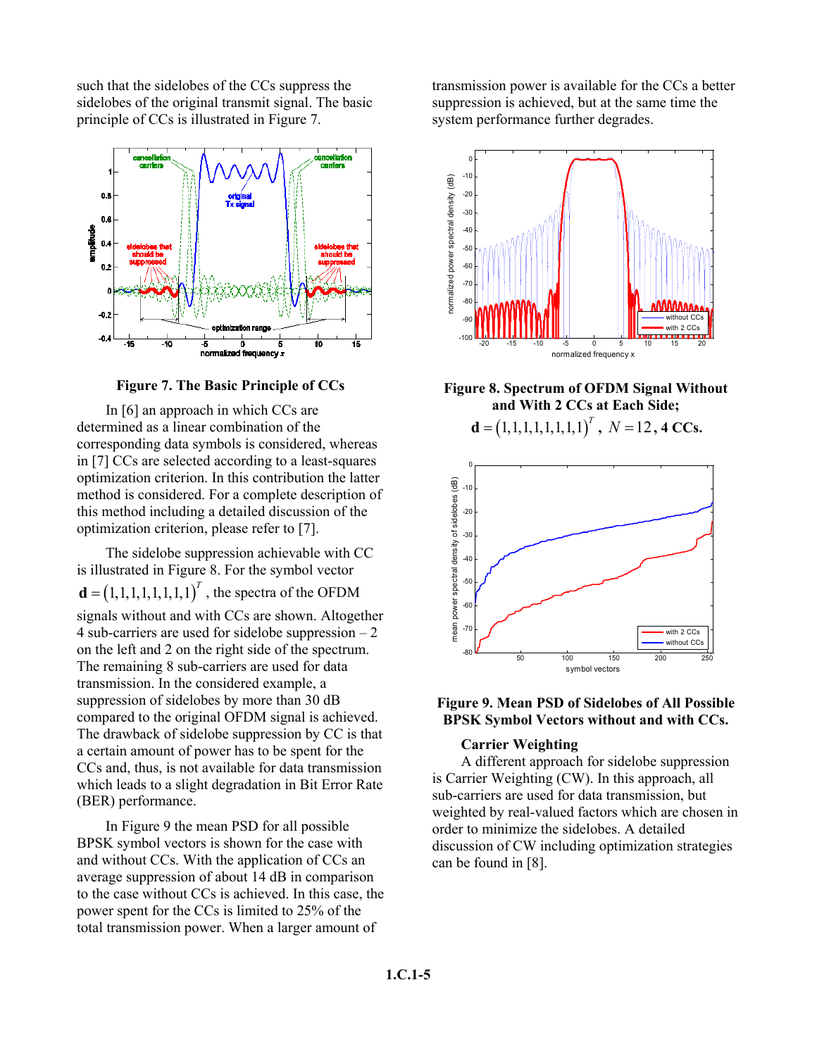such that the sidelobes of the CCs suppress the sidelobes of the original transmit signal. The basic principle of CCs is illustrated in Figure 7.

**Figure 7. The Basic Principle of CCs**

In [6] an approach in which CCs are determined as a linear combination of the corresponding data symbols is considered, whereas in [7] CCs are selected according to a least-squares optimization criterion. In this contribution the latter method is considered. For a complete description of this method including a detailed discussion of the optimization criterion, please refer to [7].

The sidelobe suppression achievable with CC is illustrated in Figure 8. For the symbol vector $\mathbf{d} = (1,1,1,1,1,1,1,1)^T$, the spectra of the OFDM signals without and with CCs are shown. Altogether 4 sub-carriers are used for sidelobe suppression – 2 on the left and 2 on the right side of the spectrum. The remaining 8 sub-carriers are used for data transmission. In the considered example, a suppression of sidelobes by more than 30 dB compared to the original OFDM signal is achieved. The drawback of sidelobe suppression by CC is that a certain amount of power has to be spent for the CCs and, thus, is not available for data transmission which leads to a slight degradation in Bit Error Rate (BER) performance.

In Figure 9 the mean PSD for all possible BPSK symbol vectors is shown for the case with and without CCs. With the application of CCs an average suppression of about 14 dB in comparison to the case without CCs is achieved. In this case, the power spent for the CCs is limited to 25% of the total transmission power. When a larger amount of transmission power is available for the CCs a better suppression is achieved, but at the same time the system performance further degrades.

**Figure 8. Spectrum of OFDM Signal Without and With 2 CCs at Each Side; $\mathbf{d} = (1,1,1,1,1,1,1,1)^T$, $N = 12$, 4 CCs.**

**Figure 9. Mean PSD of Sidelobes of All Possible BPSK Symbol Vectors without and with CCs.**

### Carrier Weighting

A different approach for sidelobe suppression is Carrier Weighting (CW). In this approach, all sub-carriers are used for data transmission, but weighted by real-valued factors which are chosen in order to minimize the sidelobes. A detailed discussion of CW including optimization strategies can be found in [8].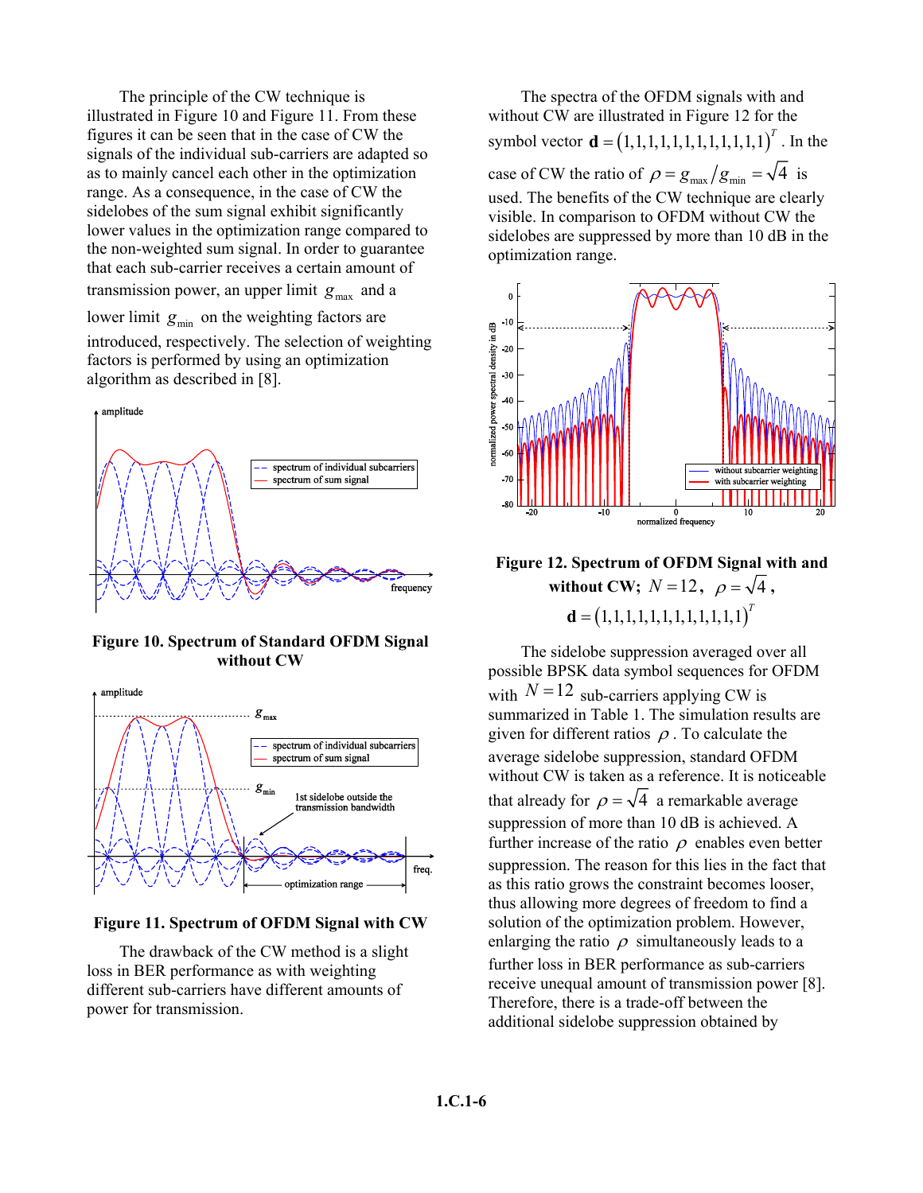The principle of the CW technique is illustrated in Figure 10 and Figure 11. From these figures it can be seen that in the case of CW the signals of the individual sub-carriers are adapted so as to mainly cancel each other in the optimization range. As a consequence, in the case of CW the sidelobes of the sum signal exhibit significantly lower values in the optimization range compared to the non-weighted sum signal. In order to guarantee that each sub-carrier receives a certain amount of transmission power, an upper limit $g_{\max}$ and a lower limit $g_{\min}$ on the weighting factors are introduced, respectively. The selection of weighting factors is performed by using an optimization algorithm as described in [8].

**Figure 10. Spectrum of Standard OFDM Signal without CW**

**Figure 11. Spectrum of OFDM Signal with CW**

The drawback of the CW method is a slight loss in BER performance as with weighting different sub-carriers have different amounts of power for transmission.

The spectra of the OFDM signals with and without CW are illustrated in Figure 12 for the symbol vector $\mathbf{d} = (1,1,1,1,1,1,1,1,1,1,1,1)^T$. In the case of CW the ratio of $\rho = g_{\max}/g_{\min} = \sqrt{4}$ is used. The benefits of the CW technique are clearly visible. In comparison to OFDM without CW the sidelobes are suppressed by more than 10 dB in the optimization range.

**Figure 12. Spectrum of OFDM Signal with and without CW; $N = 12$, $\rho = \sqrt{4}$, $\mathbf{d} = (1,1,1,1,1,1,1,1,1,1,1,1)^T$**

The sidelobe suppression averaged over all possible BPSK data symbol sequences for OFDM with $N = 12$ sub-carriers applying CW is summarized in Table 1. The simulation results are given for different ratios $\rho$. To calculate the average sidelobe suppression, standard OFDM without CW is taken as a reference. It is noticeable that already for $\rho = \sqrt{4}$ a remarkable average suppression of more than 10 dB is achieved. A further increase of the ratio $\rho$ enables even better suppression. The reason for this lies in the fact that as this ratio grows the constraint becomes looser, thus allowing more degrees of freedom to find a solution of the optimization problem. However, enlarging the ratio $\rho$ simultaneously leads to a further loss in BER performance as sub-carriers receive unequal amount of transmission power [8]. Therefore, there is a trade-off between the additional sidelobe suppression obtained by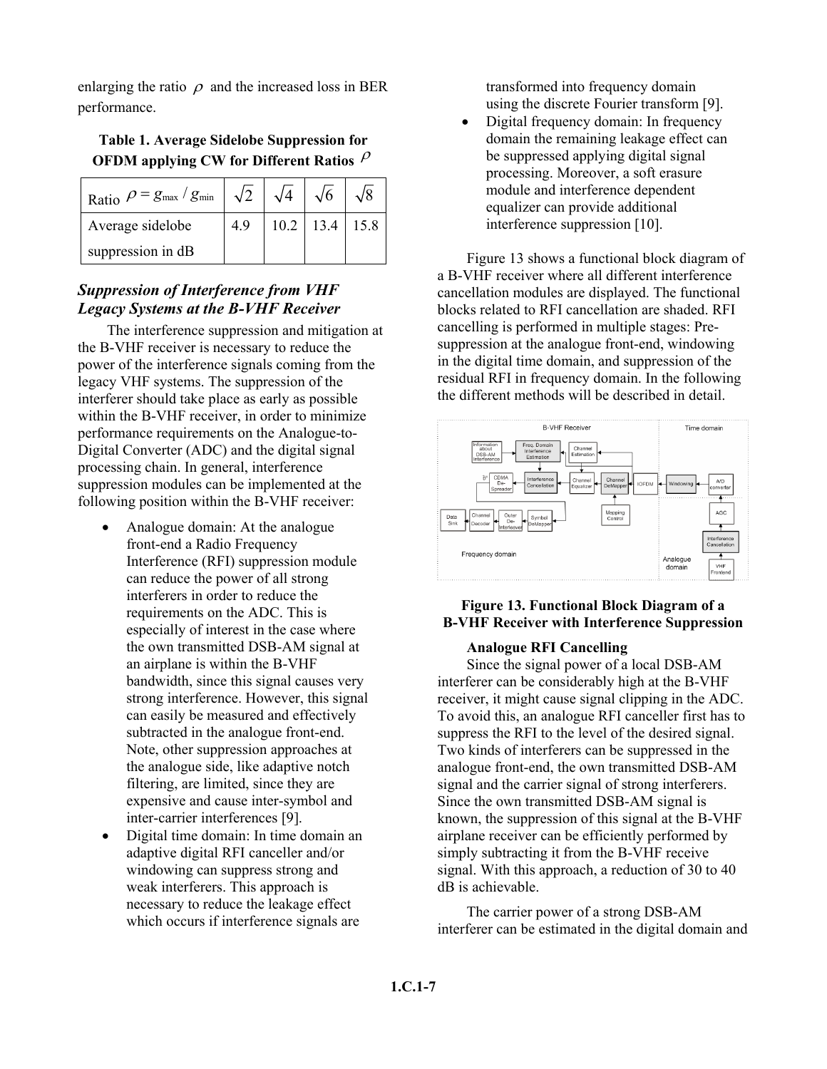enlarging the ratio $\rho$ and the increased loss in BER performance.

**Table 1. Average Sidelobe Suppression for OFDM applying CW for Different Ratios $\rho$**

| Ratio $\rho = g_{\max} / g_{\min}$ | $\sqrt{2}$ | $\sqrt{4}$ | $\sqrt{6}$ | $\sqrt{8}$ |
|---|---|---|---|---|
| Average sidelobe suppression in dB | 4.9 | 10.2 | 13.4 | 15.8 |

### *Suppression of Interference from VHF Legacy Systems at the B-VHF Receiver*

The interference suppression and mitigation at the B-VHF receiver is necessary to reduce the power of the interference signals coming from the legacy VHF systems. The suppression of the interferer should take place as early as possible within the B-VHF receiver, in order to minimize performance requirements on the Analogue-to-Digital Converter (ADC) and the digital signal processing chain. In general, interference suppression modules can be implemented at the following position within the B-VHF receiver:

- Analogue domain: At the analogue front-end a Radio Frequency Interference (RFI) suppression module can reduce the power of all strong interferers in order to reduce the requirements on the ADC. This is especially of interest in the case where the own transmitted DSB-AM signal at an airplane is within the B-VHF bandwidth, since this signal causes very strong interference. However, this signal can easily be measured and effectively subtracted in the analogue front-end. Note, other suppression approaches at the analogue side, like adaptive notch filtering, are limited, since they are expensive and cause inter-symbol and inter-carrier interferences [9].
- Digital time domain: In time domain an adaptive digital RFI canceller and/or windowing can suppress strong and weak interferers. This approach is necessary to reduce the leakage effect which occurs if interference signals are transformed into frequency domain using the discrete Fourier transform [9].
- Digital frequency domain: In frequency domain the remaining leakage effect can be suppressed applying digital signal processing. Moreover, a soft erasure module and interference dependent equalizer can provide additional interference suppression [10].

Figure 13 shows a functional block diagram of a B-VHF receiver where all different interference cancellation modules are displayed. The functional blocks related to RFI cancellation are shaded. RFI cancelling is performed in multiple stages: Pre-suppression at the analogue front-end, windowing in the digital time domain, and suppression of the residual RFI in frequency domain. In the following the different methods will be described in detail.

**Figure 13. Functional Block Diagram of a B-VHF Receiver with Interference Suppression**

**Analogue RFI Cancelling**

Since the signal power of a local DSB-AM interferer can be considerably high at the B-VHF receiver, it might cause signal clipping in the ADC. To avoid this, an analogue RFI canceller first has to suppress the RFI to the level of the desired signal. Two kinds of interferers can be suppressed in the analogue front-end, the own transmitted DSB-AM signal and the carrier signal of strong interferers. Since the own transmitted DSB-AM signal is known, the suppression of this signal at the B-VHF airplane receiver can be efficiently performed by simply subtracting it from the B-VHF receive signal. With this approach, a reduction of 30 to 40 dB is achievable.

The carrier power of a strong DSB-AM interferer can be estimated in the digital domain and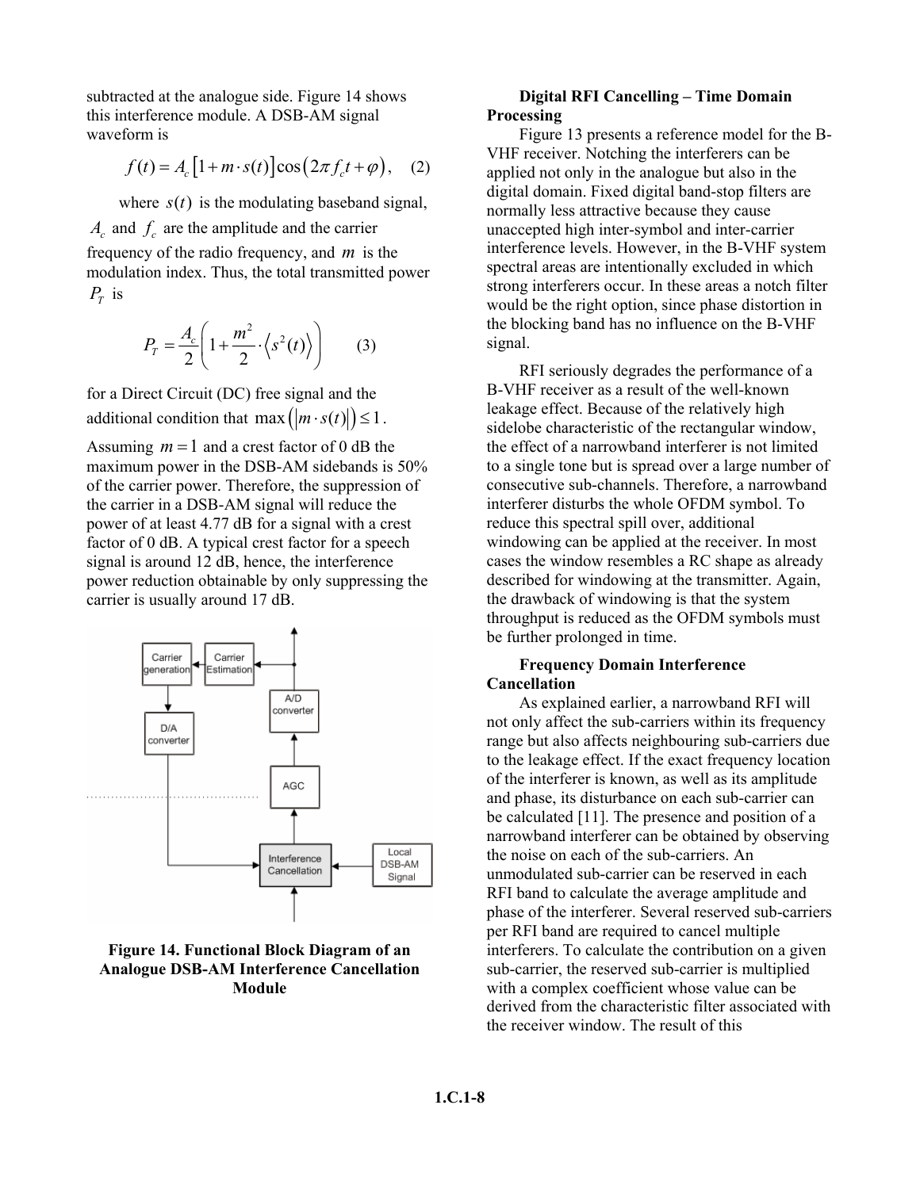subtracted at the analogue side. Figure 14 shows this interference module. A DSB-AM signal waveform is

$$f(t) = A_c\left[1 + m \cdot s(t)\right]\cos\left(2\pi f_c t + \varphi\right), \quad (2)$$

where $s(t)$ is the modulating baseband signal, $A_c$ and $f_c$ are the amplitude and the carrier frequency of the radio frequency, and $m$ is the modulation index. Thus, the total transmitted power $P_T$ is

$$P_T = \frac{A_c}{2}\left(1 + \frac{m^2}{2} \cdot \left\langle s^2(t) \right\rangle\right) \quad (3)$$

for a Direct Circuit (DC) free signal and the additional condition that $\max\left(\left|m \cdot s(t)\right|\right) \leq 1$.

Assuming $m = 1$ and a crest factor of 0 dB the maximum power in the DSB-AM sidebands is 50% of the carrier power. Therefore, the suppression of the carrier in a DSB-AM signal will reduce the power of at least 4.77 dB for a signal with a crest factor of 0 dB. A typical crest factor for a speech signal is around 12 dB, hence, the interference power reduction obtainable by only suppressing the carrier is usually around 17 dB.

**Figure 14. Functional Block Diagram of an Analogue DSB-AM Interference Cancellation Module**

**Digital RFI Cancelling – Time Domain Processing**

Figure 13 presents a reference model for the B-VHF receiver. Notching the interferers can be applied not only in the analogue but also in the digital domain. Fixed digital band-stop filters are normally less attractive because they cause unaccepted high inter-symbol and inter-carrier interference levels. However, in the B-VHF system spectral areas are intentionally excluded in which strong interferers occur. In these areas a notch filter would be the right option, since phase distortion in the blocking band has no influence on the B-VHF signal.

RFI seriously degrades the performance of a B-VHF receiver as a result of the well-known leakage effect. Because of the relatively high sidelobe characteristic of the rectangular window, the effect of a narrowband interferer is not limited to a single tone but is spread over a large number of consecutive sub-channels. Therefore, a narrowband interferer disturbs the whole OFDM symbol. To reduce this spectral spill over, additional windowing can be applied at the receiver. In most cases the window resembles a RC shape as already described for windowing at the transmitter. Again, the drawback of windowing is that the system throughput is reduced as the OFDM symbols must be further prolonged in time.

**Frequency Domain Interference Cancellation**

As explained earlier, a narrowband RFI will not only affect the sub-carriers within its frequency range but also affects neighbouring sub-carriers due to the leakage effect. If the exact frequency location of the interferer is known, as well as its amplitude and phase, its disturbance on each sub-carrier can be calculated [11]. The presence and position of a narrowband interferer can be obtained by observing the noise on each of the sub-carriers. An unmodulated sub-carrier can be reserved in each RFI band to calculate the average amplitude and phase of the interferer. Several reserved sub-carriers per RFI band are required to cancel multiple interferers. To calculate the contribution on a given sub-carrier, the reserved sub-carrier is multiplied with a complex coefficient whose value can be derived from the characteristic filter associated with the receiver window. The result of this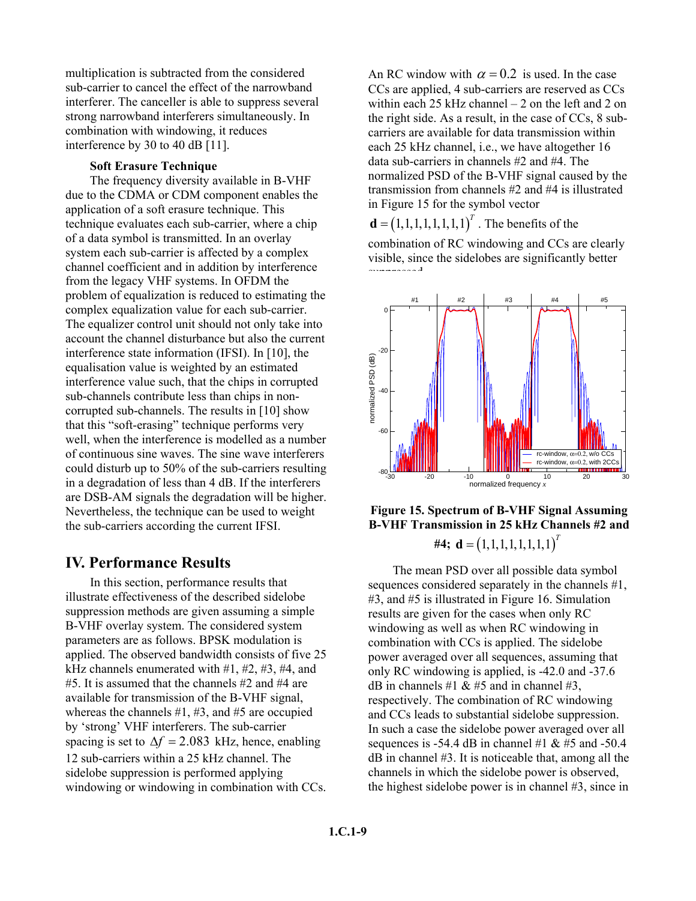multiplication is subtracted from the considered sub-carrier to cancel the effect of the narrowband interferer. The canceller is able to suppress several strong narrowband interferers simultaneously. In combination with windowing, it reduces interference by 30 to 40 dB [11].

### Soft Erasure Technique

The frequency diversity available in B-VHF due to the CDMA or CDM component enables the application of a soft erasure technique. This technique evaluates each sub-carrier, where a chip of a data symbol is transmitted. In an overlay system each sub-carrier is affected by a complex channel coefficient and in addition by interference from the legacy VHF systems. In OFDM the problem of equalization is reduced to estimating the complex equalization value for each sub-carrier. The equalizer control unit should not only take into account the channel disturbance but also the current interference state information (IFSI). In [10], the equalisation value is weighted by an estimated interference value such, that the chips in corrupted sub-channels contribute less than chips in non-corrupted sub-channels. The results in [10] show that this "soft-erasing" technique performs very well, when the interference is modelled as a number of continuous sine waves. The sine wave interferers could disturb up to 50% of the sub-carriers resulting in a degradation of less than 4 dB. If the interferers are DSB-AM signals the degradation will be higher. Nevertheless, the technique can be used to weight the sub-carriers according the current IFSI.

## IV. Performance Results

In this section, performance results that illustrate effectiveness of the described sidelobe suppression methods are given assuming a simple B-VHF overlay system. The considered system parameters are as follows. BPSK modulation is applied. The observed bandwidth consists of five 25 kHz channels enumerated with #1, #2, #3, #4, and #5. It is assumed that the channels #2 and #4 are available for transmission of the B-VHF signal, whereas the channels #1, #3, and #5 are occupied by 'strong' VHF interferers. The sub-carrier spacing is set to $\Delta f = 2.083$ kHz, hence, enabling 12 sub-carriers within a 25 kHz channel. The sidelobe suppression is performed applying windowing or windowing in combination with CCs. An RC window with $\alpha = 0.2$ is used. In the case CCs are applied, 4 sub-carriers are reserved as CCs within each 25 kHz channel – 2 on the left and 2 on the right side. As a result, in the case of CCs, 8 sub-carriers are available for data transmission within each 25 kHz channel, i.e., we have altogether 16 data sub-carriers in channels #2 and #4. The normalized PSD of the B-VHF signal caused by the transmission from channels #2 and #4 is illustrated in Figure 15 for the symbol vector $\mathbf{d} = (1,1,1,1,1,1,1,1)^T$. The benefits of the combination of RC windowing and CCs are clearly visible, since the sidelobes are significantly better suppressed

**Figure 15. Spectrum of B-VHF Signal Assuming B-VHF Transmission in 25 kHz Channels #2 and #4; $\mathbf{d} = (1,1,1,1,1,1,1,1)^T$**

The mean PSD over all possible data symbol sequences considered separately in the channels #1, #3, and #5 is illustrated in Figure 16. Simulation results are given for the cases when only RC windowing as well as when RC windowing in combination with CCs is applied. The sidelobe power averaged over all sequences, assuming that only RC windowing is applied, is -42.0 and -37.6 dB in channels #1 & #5 and in channel #3, respectively. The combination of RC windowing and CCs leads to substantial sidelobe suppression. In such a case the sidelobe power averaged over all sequences is -54.4 dB in channel #1 & #5 and -50.4 dB in channel #3. It is noticeable that, among all the channels in which the sidelobe power is observed, the highest sidelobe power is in channel #3, since in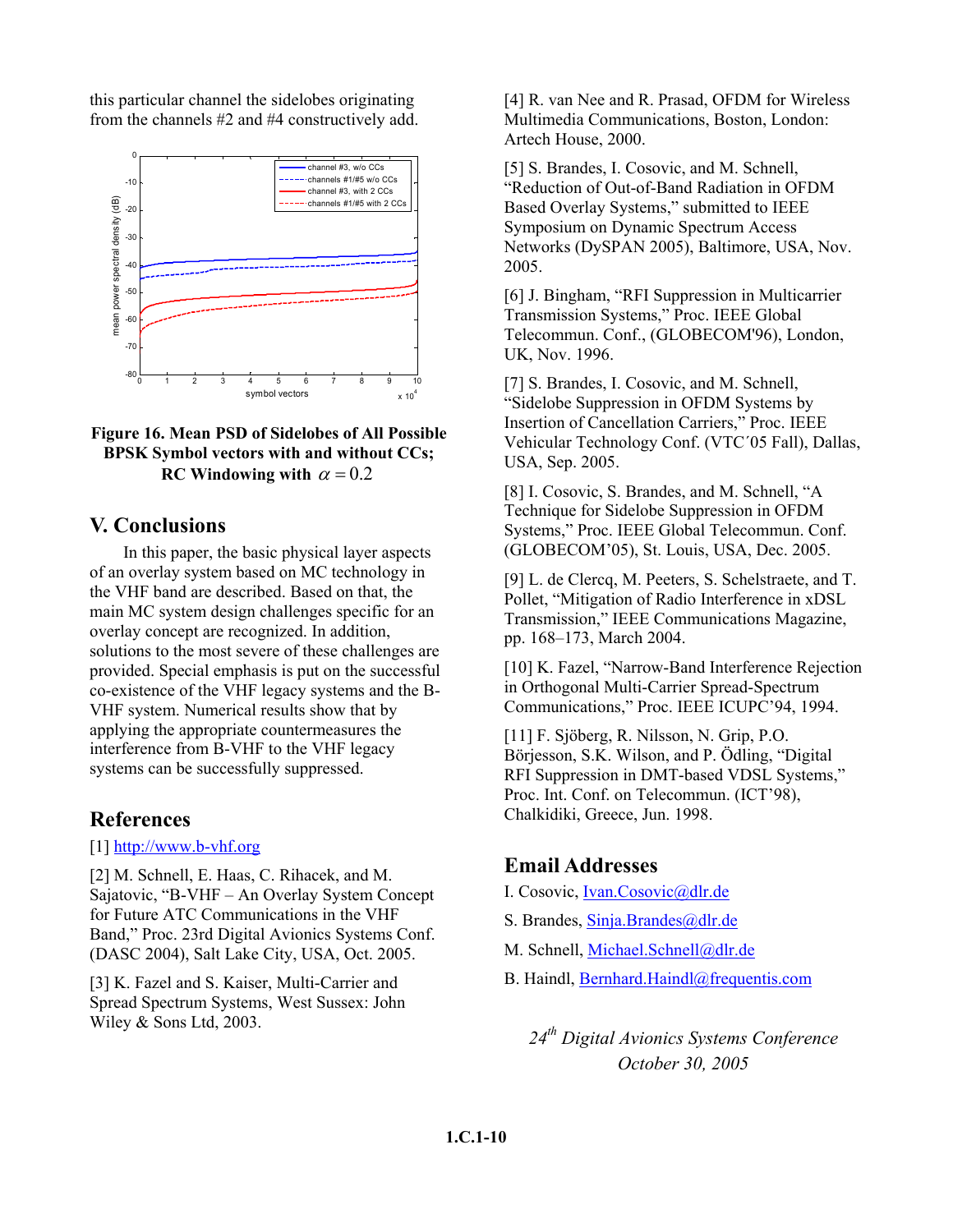this particular channel the sidelobes originating from the channels #2 and #4 constructively add.

0
-10
-20
-30
-40
-50
-60
-70
-80
mean power spectral density (dB)
0 1 2 3 4 5 6 7 8 9 10
symbol vectors
x 10^4
channel #3, w/o CCs
channels #1/#5 w/o CCs
channel #3, with 2 CCs
channels #1/#5 with 2 CCs

**Figure 16. Mean PSD of Sidelobes of All Possible BPSK Symbol vectors with and without CCs; RC Windowing with $\alpha = 0.2$**

## V. Conclusions

In this paper, the basic physical layer aspects of an overlay system based on MC technology in the VHF band are described. Based on that, the main MC system design challenges specific for an overlay concept are recognized. In addition, solutions to the most severe of these challenges are provided. Special emphasis is put on the successful co-existence of the VHF legacy systems and the B-VHF system. Numerical results show that by applying the appropriate countermeasures the interference from B-VHF to the VHF legacy systems can be successfully suppressed.

## References

[1] http://www.b-vhf.org

[2] M. Schnell, E. Haas, C. Rihacek, and M. Sajatovic, "B-VHF – An Overlay System Concept for Future ATC Communications in the VHF Band," Proc. 23rd Digital Avionics Systems Conf. (DASC 2004), Salt Lake City, USA, Oct. 2005.

[3] K. Fazel and S. Kaiser, Multi-Carrier and Spread Spectrum Systems, West Sussex: John Wiley & Sons Ltd, 2003.

[4] R. van Nee and R. Prasad, OFDM for Wireless Multimedia Communications, Boston, London: Artech House, 2000.

[5] S. Brandes, I. Cosovic, and M. Schnell, "Reduction of Out-of-Band Radiation in OFDM Based Overlay Systems," submitted to IEEE Symposium on Dynamic Spectrum Access Networks (DySPAN 2005), Baltimore, USA, Nov. 2005.

[6] J. Bingham, "RFI Suppression in Multicarrier Transmission Systems," Proc. IEEE Global Telecommun. Conf., (GLOBECOM'96), London, UK, Nov. 1996.

[7] S. Brandes, I. Cosovic, and M. Schnell, "Sidelobe Suppression in OFDM Systems by Insertion of Cancellation Carriers," Proc. IEEE Vehicular Technology Conf. (VTC´05 Fall), Dallas, USA, Sep. 2005.

[8] I. Cosovic, S. Brandes, and M. Schnell, "A Technique for Sidelobe Suppression in OFDM Systems," Proc. IEEE Global Telecommun. Conf. (GLOBECOM'05), St. Louis, USA, Dec. 2005.

[9] L. de Clercq, M. Peeters, S. Schelstraete, and T. Pollet, "Mitigation of Radio Interference in xDSL Transmission," IEEE Communications Magazine, pp. 168–173, March 2004.

[10] K. Fazel, "Narrow-Band Interference Rejection in Orthogonal Multi-Carrier Spread-Spectrum Communications," Proc. IEEE ICUPC'94, 1994.

[11] F. Sjöberg, R. Nilsson, N. Grip, P.O. Börjesson, S.K. Wilson, and P. Ödling, "Digital RFI Suppression in DMT-based VDSL Systems," Proc. Int. Conf. on Telecommun. (ICT'98), Chalkidiki, Greece, Jun. 1998.

## Email Addresses

I. Cosovic, Ivan.Cosovic@dlr.de

S. Brandes, Sinja.Brandes@dlr.de

M. Schnell, Michael.Schnell@dlr.de

B. Haindl, Bernhard.Haindl@frequentis.com

*24th Digital Avionics Systems Conference*
*October 30, 2005*